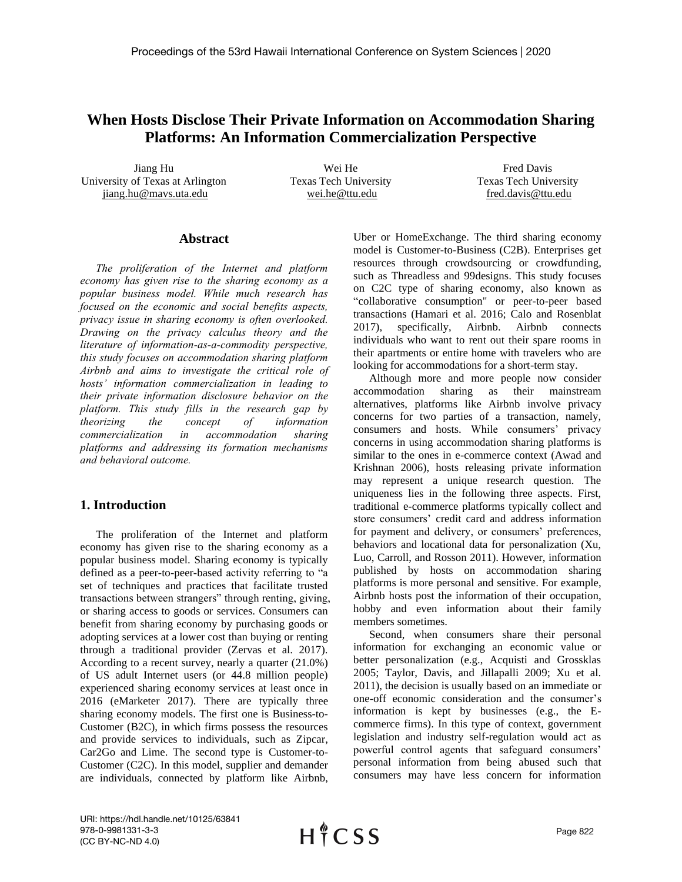# When Hosts Disclose Their Private Information on Accommodation Sharing Platforms: An Information Commercialization Perspective

Jiang Hu  
University of Texas at Arlington  
jiang.hu@mavs.uta.edu

Wei He  
Texas Tech University  
wei.he@ttu.edu

Fred Davis  
Texas Tech University  
fred.davis@ttu.edu

## Abstract

*The proliferation of the Internet and platform economy has given rise to the sharing economy as a popular business model. While much research has focused on the economic and social benefits aspects, privacy issue in sharing economy is often overlooked. Drawing on the privacy calculus theory and the literature of information-as-a-commodity perspective, this study focuses on accommodation sharing platform Airbnb and aims to investigate the critical role of hosts' information commercialization in leading to their private information disclosure behavior on the platform. This study fills in the research gap by theorizing the concept of information commercialization in accommodation sharing platforms and addressing its formation mechanisms and behavioral outcome.*

## 1. Introduction

The proliferation of the Internet and platform economy has given rise to the sharing economy as a popular business model. Sharing economy is typically defined as a peer-to-peer-based activity referring to "a set of techniques and practices that facilitate trusted transactions between strangers" through renting, giving, or sharing access to goods or services. Consumers can benefit from sharing economy by purchasing goods or adopting services at a lower cost than buying or renting through a traditional provider (Zervas et al. 2017). According to a recent survey, nearly a quarter (21.0%) of US adult Internet users (or 44.8 million people) experienced sharing economy services at least once in 2016 (eMarketer 2017). There are typically three sharing economy models. The first one is Business-to-Customer (B2C), in which firms possess the resources and provide services to individuals, such as Zipcar, Car2Go and Lime. The second type is Customer-to-Customer (C2C). In this model, supplier and demander are individuals, connected by platform like Airbnb, Uber or HomeExchange. The third sharing economy model is Customer-to-Business (C2B). Enterprises get resources through crowdsourcing or crowdfunding, such as Threadless and 99designs. This study focuses on C2C type of sharing economy, also known as "collaborative consumption" or peer-to-peer based transactions (Hamari et al. 2016; Calo and Rosenblat 2017), specifically, Airbnb. Airbnb connects individuals who want to rent out their spare rooms in their apartments or entire home with travelers who are looking for accommodations for a short-term stay.

Although more and more people now consider accommodation sharing as their mainstream alternatives, platforms like Airbnb involve privacy concerns for two parties of a transaction, namely, consumers and hosts. While consumers' privacy concerns in using accommodation sharing platforms is similar to the ones in e-commerce context (Awad and Krishnan 2006), hosts releasing private information may represent a unique research question. The uniqueness lies in the following three aspects. First, traditional e-commerce platforms typically collect and store consumers' credit card and address information for payment and delivery, or consumers' preferences, behaviors and locational data for personalization (Xu, Luo, Carroll, and Rosson 2011). However, information published by hosts on accommodation sharing platforms is more personal and sensitive. For example, Airbnb hosts post the information of their occupation, hobby and even information about their family members sometimes.

Second, when consumers share their personal information for exchanging an economic value or better personalization (e.g., Acquisti and Grossklas 2005; Taylor, Davis, and Jillapalli 2009; Xu et al. 2011), the decision is usually based on an immediate or one-off economic consideration and the consumer's information is kept by businesses (e.g., the E-commerce firms). In this type of context, government legislation and industry self-regulation would act as powerful control agents that safeguard consumers' personal information from being abused such that consumers may have less concern for information

URI: https://hdl.handle.net/10125/63841  
978-0-9981331-3-3  
(CC BY-NC-ND 4.0)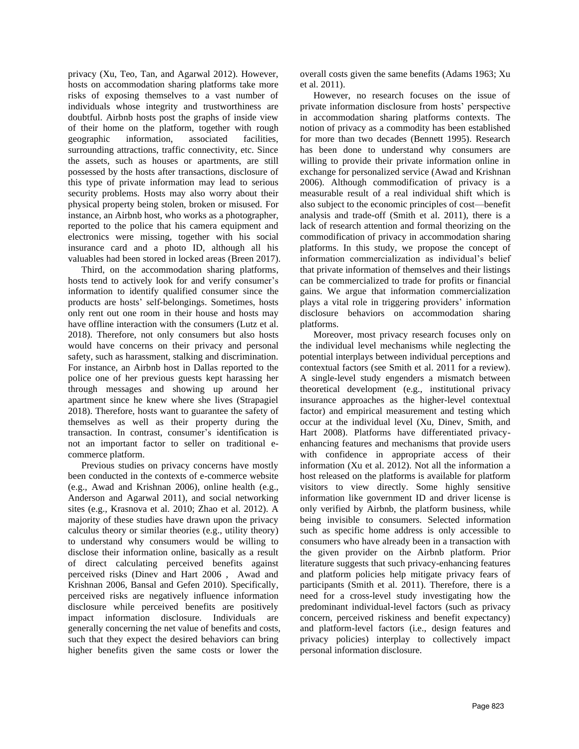privacy (Xu, Teo, Tan, and Agarwal 2012). However, hosts on accommodation sharing platforms take more risks of exposing themselves to a vast number of individuals whose integrity and trustworthiness are doubtful. Airbnb hosts post the graphs of inside view of their home on the platform, together with rough geographic information, associated facilities, surrounding attractions, traffic connectivity, etc. Since the assets, such as houses or apartments, are still possessed by the hosts after transactions, disclosure of this type of private information may lead to serious security problems. Hosts may also worry about their physical property being stolen, broken or misused. For instance, an Airbnb host, who works as a photographer, reported to the police that his camera equipment and electronics were missing, together with his social insurance card and a photo ID, although all his valuables had been stored in locked areas (Breen 2017).

Third, on the accommodation sharing platforms, hosts tend to actively look for and verify consumer's information to identify qualified consumer since the products are hosts' self-belongings. Sometimes, hosts only rent out one room in their house and hosts may have offline interaction with the consumers (Lutz et al. 2018). Therefore, not only consumers but also hosts would have concerns on their privacy and personal safety, such as harassment, stalking and discrimination. For instance, an Airbnb host in Dallas reported to the police one of her previous guests kept harassing her through messages and showing up around her apartment since he knew where she lives (Strapagiel 2018). Therefore, hosts want to guarantee the safety of themselves as well as their property during the transaction. In contrast, consumer's identification is not an important factor to seller on traditional e-commerce platform.

Previous studies on privacy concerns have mostly been conducted in the contexts of e-commerce website (e.g., Awad and Krishnan 2006), online health (e.g., Anderson and Agarwal 2011), and social networking sites (e.g., Krasnova et al. 2010; Zhao et al. 2012). A majority of these studies have drawn upon the privacy calculus theory or similar theories (e.g., utility theory) to understand why consumers would be willing to disclose their information online, basically as a result of direct calculating perceived benefits against perceived risks (Dinev and Hart 2006 , Awad and Krishnan 2006, Bansal and Gefen 2010). Specifically, perceived risks are negatively influence information disclosure while perceived benefits are positively impact information disclosure. Individuals are generally concerning the net value of benefits and costs, such that they expect the desired behaviors can bring higher benefits given the same costs or lower the overall costs given the same benefits (Adams 1963; Xu et al. 2011).

However, no research focuses on the issue of private information disclosure from hosts' perspective in accommodation sharing platforms contexts. The notion of privacy as a commodity has been established for more than two decades (Bennett 1995). Research has been done to understand why consumers are willing to provide their private information online in exchange for personalized service (Awad and Krishnan 2006). Although commodification of privacy is a measurable result of a real individual shift which is also subject to the economic principles of cost—benefit analysis and trade-off (Smith et al. 2011), there is a lack of research attention and formal theorizing on the commodification of privacy in accommodation sharing platforms. In this study, we propose the concept of information commercialization as individual's belief that private information of themselves and their listings can be commercialized to trade for profits or financial gains. We argue that information commercialization plays a vital role in triggering providers' information disclosure behaviors on accommodation sharing platforms.

Moreover, most privacy research focuses only on the individual level mechanisms while neglecting the potential interplays between individual perceptions and contextual factors (see Smith et al. 2011 for a review). A single-level study engenders a mismatch between theoretical development (e.g., institutional privacy insurance approaches as the higher-level contextual factor) and empirical measurement and testing which occur at the individual level (Xu, Dinev, Smith, and Hart 2008). Platforms have differentiated privacy-enhancing features and mechanisms that provide users with confidence in appropriate access of their information (Xu et al. 2012). Not all the information a host released on the platforms is available for platform visitors to view directly. Some highly sensitive information like government ID and driver license is only verified by Airbnb, the platform business, while being invisible to consumers. Selected information such as specific home address is only accessible to consumers who have already been in a transaction with the given provider on the Airbnb platform. Prior literature suggests that such privacy-enhancing features and platform policies help mitigate privacy fears of participants (Smith et al. 2011). Therefore, there is a need for a cross-level study investigating how the predominant individual-level factors (such as privacy concern, perceived riskiness and benefit expectancy) and platform-level factors (i.e., design features and privacy policies) interplay to collectively impact personal information disclosure.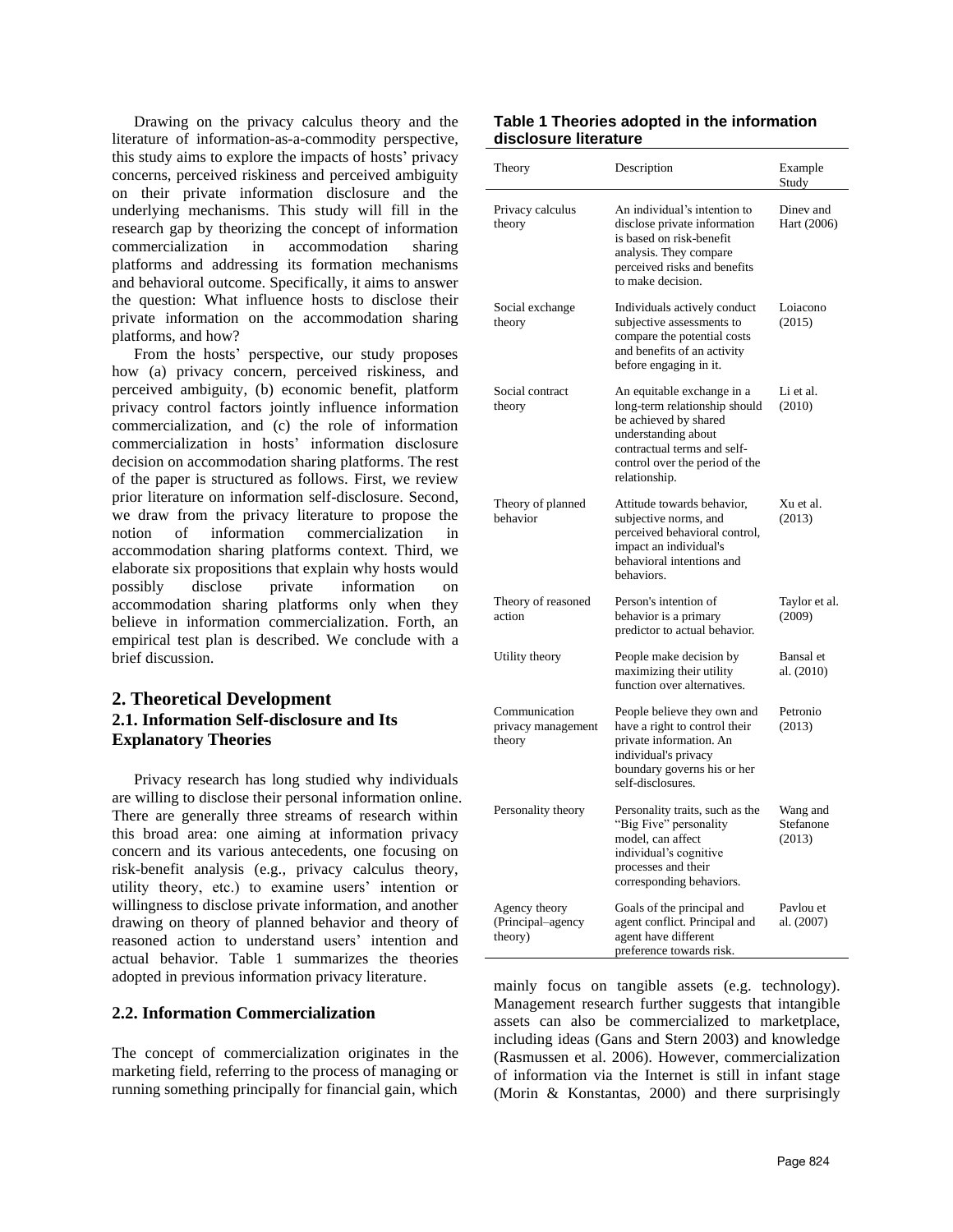Drawing on the privacy calculus theory and the literature of information-as-a-commodity perspective, this study aims to explore the impacts of hosts' privacy concerns, perceived riskiness and perceived ambiguity on their private information disclosure and the underlying mechanisms. This study will fill in the research gap by theorizing the concept of information commercialization in accommodation sharing platforms and addressing its formation mechanisms and behavioral outcome. Specifically, it aims to answer the question: What influence hosts to disclose their private information on the accommodation sharing platforms, and how?

From the hosts' perspective, our study proposes how (a) privacy concern, perceived riskiness, and perceived ambiguity, (b) economic benefit, platform privacy control factors jointly influence information commercialization, and (c) the role of information commercialization in hosts' information disclosure decision on accommodation sharing platforms. The rest of the paper is structured as follows. First, we review prior literature on information self-disclosure. Second, we draw from the privacy literature to propose the notion of information commercialization in accommodation sharing platforms context. Third, we elaborate six propositions that explain why hosts would possibly disclose private information on accommodation sharing platforms only when they believe in information commercialization. Forth, an empirical test plan is described. We conclude with a brief discussion.

## 2. Theoretical Development

### 2.1. Information Self-disclosure and Its Explanatory Theories

Privacy research has long studied why individuals are willing to disclose their personal information online. There are generally three streams of research within this broad area: one aiming at information privacy concern and its various antecedents, one focusing on risk-benefit analysis (e.g., privacy calculus theory, utility theory, etc.) to examine users' intention or willingness to disclose private information, and another drawing on theory of planned behavior and theory of reasoned action to understand users' intention and actual behavior. Table 1 summarizes the theories adopted in previous information privacy literature.

**Table 1 Theories adopted in the information disclosure literature**

| Theory | Description | Example Study |
|---|---|---|
| Privacy calculus theory | An individual's intention to disclose private information is based on risk-benefit analysis. They compare perceived risks and benefits to make decision. | Dinev and Hart (2006) |
| Social exchange theory | Individuals actively conduct subjective assessments to compare the potential costs and benefits of an activity before engaging in it. | Loiacono (2015) |
| Social contract theory | An equitable exchange in a long-term relationship should be achieved by shared understanding about contractual terms and self-control over the period of the relationship. | Li et al. (2010) |
| Theory of planned behavior | Attitude towards behavior, subjective norms, and perceived behavioral control, impact an individual's behavioral intentions and behaviors. | Xu et al. (2013) |
| Theory of reasoned action | Person's intention of behavior is a primary predictor to actual behavior. | Taylor et al. (2009) |
| Utility theory | People make decision by maximizing their utility function over alternatives. | Bansal et al. (2010) |
| Communication privacy management theory | People believe they own and have a right to control their private information. An individual's privacy boundary governs his or her self-disclosures. | Petronio (2013) |
| Personality theory | Personality traits, such as the "Big Five" personality model, can affect individual's cognitive processes and their corresponding behaviors. | Wang and Stefanone (2013) |
| Agency theory (Principal–agency theory) | Goals of the principal and agent conflict. Principal and agent have different preference towards risk. | Pavlou et al. (2007) |

### 2.2. Information Commercialization

The concept of commercialization originates in the marketing field, referring to the process of managing or running something principally for financial gain, which mainly focus on tangible assets (e.g. technology). Management research further suggests that intangible assets can also be commercialized to marketplace, including ideas (Gans and Stern 2003) and knowledge (Rasmussen et al. 2006). However, commercialization of information via the Internet is still in infant stage (Morin & Konstantas, 2000) and there surprisingly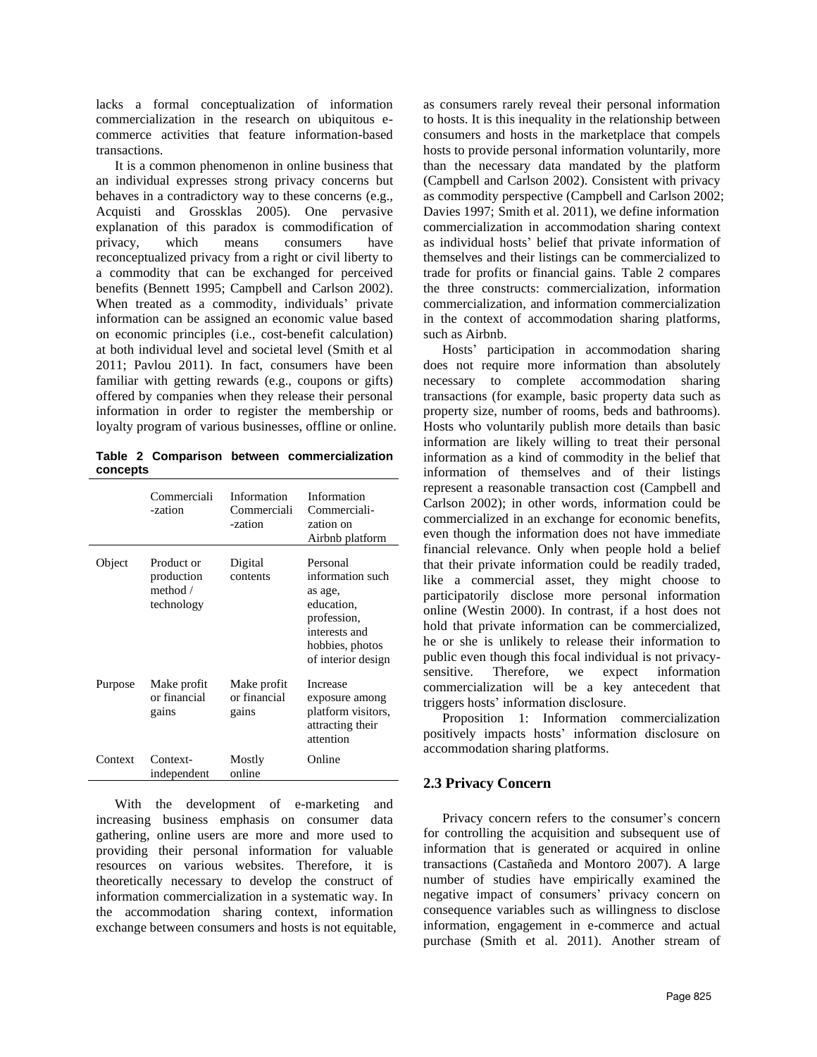lacks a formal conceptualization of information commercialization in the research on ubiquitous e-commerce activities that feature information-based transactions.

It is a common phenomenon in online business that an individual expresses strong privacy concerns but behaves in a contradictory way to these concerns (e.g., Acquisti and Grossklas 2005). One pervasive explanation of this paradox is commodification of privacy, which means consumers have reconceptualized privacy from a right or civil liberty to a commodity that can be exchanged for perceived benefits (Bennett 1995; Campbell and Carlson 2002). When treated as a commodity, individuals' private information can be assigned an economic value based on economic principles (i.e., cost-benefit calculation) at both individual level and societal level (Smith et al 2011; Pavlou 2011). In fact, consumers have been familiar with getting rewards (e.g., coupons or gifts) offered by companies when they release their personal information in order to register the membership or loyalty program of various businesses, offline or online.

**Table 2 Comparison between commercialization concepts**

| | Commerciali-zation | Information Commerciali-zation | Information Commerciali-zation on Airbnb platform |
|---|---|---|---|
| Object | Product or production method / technology | Digital contents | Personal information such as age, education, profession, interests and hobbies, photos of interior design |
| Purpose | Make profit or financial gains | Make profit or financial gains | Increase exposure among platform visitors, attracting their attention |
| Context | Context-independent | Mostly online | Online |

With the development of e-marketing and increasing business emphasis on consumer data gathering, online users are more and more used to providing their personal information for valuable resources on various websites. Therefore, it is theoretically necessary to develop the construct of information commercialization in a systematic way. In the accommodation sharing context, information exchange between consumers and hosts is not equitable, as consumers rarely reveal their personal information to hosts. It is this inequality in the relationship between consumers and hosts in the marketplace that compels hosts to provide personal information voluntarily, more than the necessary data mandated by the platform (Campbell and Carlson 2002). Consistent with privacy as commodity perspective (Campbell and Carlson 2002; Davies 1997; Smith et al. 2011), we define information commercialization in accommodation sharing context as individual hosts' belief that private information of themselves and their listings can be commercialized to trade for profits or financial gains. Table 2 compares the three constructs: commercialization, information commercialization, and information commercialization in the context of accommodation sharing platforms, such as Airbnb.

Hosts' participation in accommodation sharing does not require more information than absolutely necessary to complete accommodation sharing transactions (for example, basic property data such as property size, number of rooms, beds and bathrooms). Hosts who voluntarily publish more details than basic information are likely willing to treat their personal information as a kind of commodity in the belief that information of themselves and of their listings represent a reasonable transaction cost (Campbell and Carlson 2002); in other words, information could be commercialized in an exchange for economic benefits, even though the information does not have immediate financial relevance. Only when people hold a belief that their private information could be readily traded, like a commercial asset, they might choose to participatorily disclose more personal information online (Westin 2000). In contrast, if a host does not hold that private information can be commercialized, he or she is unlikely to release their information to public even though this focal individual is not privacy-sensitive. Therefore, we expect information commercialization will be a key antecedent that triggers hosts' information disclosure.

Proposition 1: Information commercialization positively impacts hosts' information disclosure on accommodation sharing platforms.

## 2.3 Privacy Concern

Privacy concern refers to the consumer's concern for controlling the acquisition and subsequent use of information that is generated or acquired in online transactions (Castañeda and Montoro 2007). A large number of studies have empirically examined the negative impact of consumers' privacy concern on consequence variables such as willingness to disclose information, engagement in e-commerce and actual purchase (Smith et al. 2011). Another stream of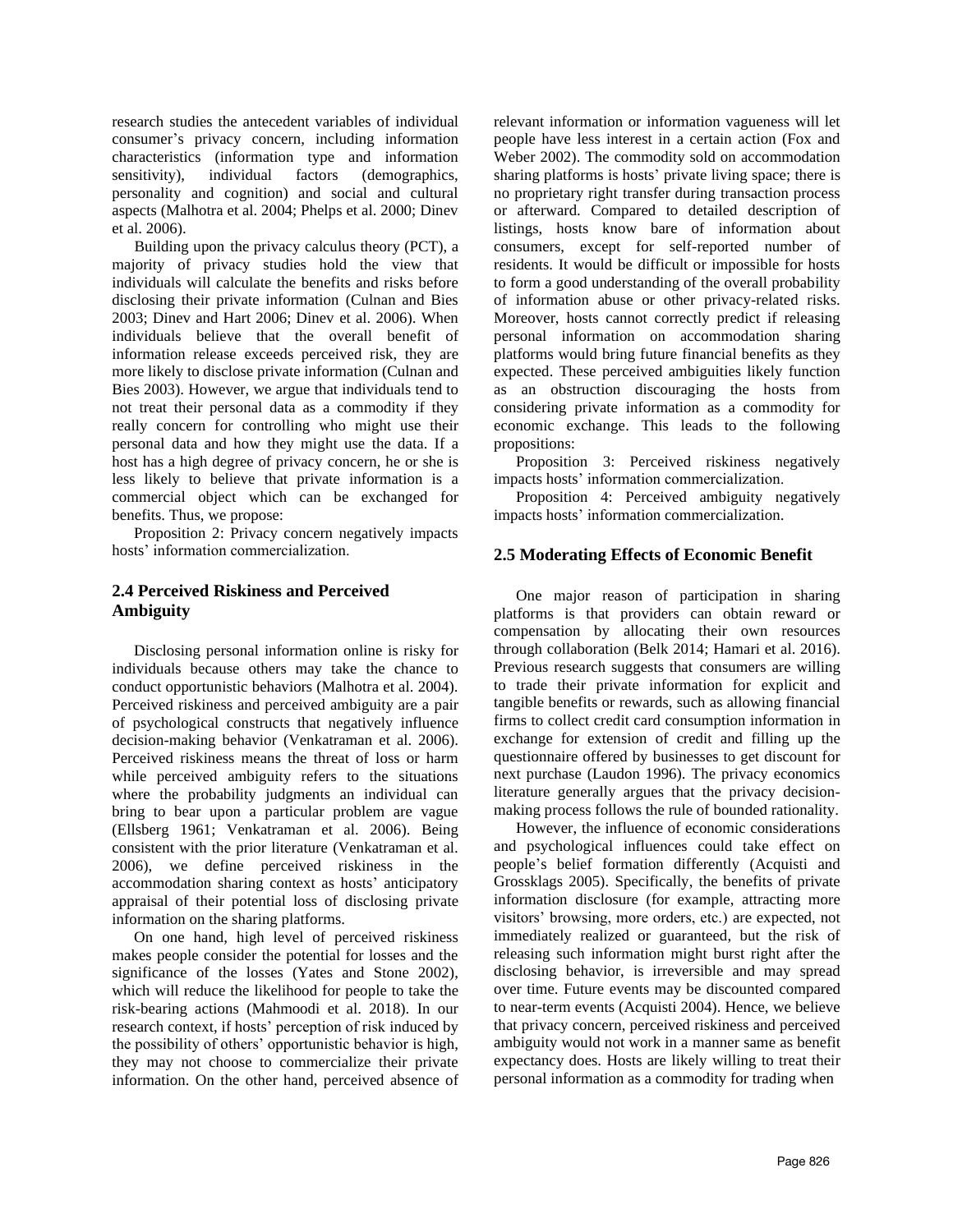research studies the antecedent variables of individual consumer's privacy concern, including information characteristics (information type and information sensitivity), individual factors (demographics, personality and cognition) and social and cultural aspects (Malhotra et al. 2004; Phelps et al. 2000; Dinev et al. 2006).

Building upon the privacy calculus theory (PCT), a majority of privacy studies hold the view that individuals will calculate the benefits and risks before disclosing their private information (Culnan and Bies 2003; Dinev and Hart 2006; Dinev et al. 2006). When individuals believe that the overall benefit of information release exceeds perceived risk, they are more likely to disclose private information (Culnan and Bies 2003). However, we argue that individuals tend to not treat their personal data as a commodity if they really concern for controlling who might use their personal data and how they might use the data. If a host has a high degree of privacy concern, he or she is less likely to believe that private information is a commercial object which can be exchanged for benefits. Thus, we propose:

Proposition 2: Privacy concern negatively impacts hosts' information commercialization.

## 2.4 Perceived Riskiness and Perceived Ambiguity

Disclosing personal information online is risky for individuals because others may take the chance to conduct opportunistic behaviors (Malhotra et al. 2004). Perceived riskiness and perceived ambiguity are a pair of psychological constructs that negatively influence decision-making behavior (Venkatraman et al. 2006). Perceived riskiness means the threat of loss or harm while perceived ambiguity refers to the situations where the probability judgments an individual can bring to bear upon a particular problem are vague (Ellsberg 1961; Venkatraman et al. 2006). Being consistent with the prior literature (Venkatraman et al. 2006), we define perceived riskiness in the accommodation sharing context as hosts' anticipatory appraisal of their potential loss of disclosing private information on the sharing platforms.

On one hand, high level of perceived riskiness makes people consider the potential for losses and the significance of the losses (Yates and Stone 2002), which will reduce the likelihood for people to take the risk-bearing actions (Mahmoodi et al. 2018). In our research context, if hosts' perception of risk induced by the possibility of others' opportunistic behavior is high, they may not choose to commercialize their private information. On the other hand, perceived absence of relevant information or information vagueness will let people have less interest in a certain action (Fox and Weber 2002). The commodity sold on accommodation sharing platforms is hosts' private living space; there is no proprietary right transfer during transaction process or afterward. Compared to detailed description of listings, hosts know bare of information about consumers, except for self-reported number of residents. It would be difficult or impossible for hosts to form a good understanding of the overall probability of information abuse or other privacy-related risks. Moreover, hosts cannot correctly predict if releasing personal information on accommodation sharing platforms would bring future financial benefits as they expected. These perceived ambiguities likely function as an obstruction discouraging the hosts from considering private information as a commodity for economic exchange. This leads to the following propositions:

Proposition 3: Perceived riskiness negatively impacts hosts' information commercialization.

Proposition 4: Perceived ambiguity negatively impacts hosts' information commercialization.

## 2.5 Moderating Effects of Economic Benefit

One major reason of participation in sharing platforms is that providers can obtain reward or compensation by allocating their own resources through collaboration (Belk 2014; Hamari et al. 2016). Previous research suggests that consumers are willing to trade their private information for explicit and tangible benefits or rewards, such as allowing financial firms to collect credit card consumption information in exchange for extension of credit and filling up the questionnaire offered by businesses to get discount for next purchase (Laudon 1996). The privacy economics literature generally argues that the privacy decision-making process follows the rule of bounded rationality.

However, the influence of economic considerations and psychological influences could take effect on people's belief formation differently (Acquisti and Grossklags 2005). Specifically, the benefits of private information disclosure (for example, attracting more visitors' browsing, more orders, etc.) are expected, not immediately realized or guaranteed, but the risk of releasing such information might burst right after the disclosing behavior, is irreversible and may spread over time. Future events may be discounted compared to near-term events (Acquisti 2004). Hence, we believe that privacy concern, perceived riskiness and perceived ambiguity would not work in a manner same as benefit expectancy does. Hosts are likely willing to treat their personal information as a commodity for trading when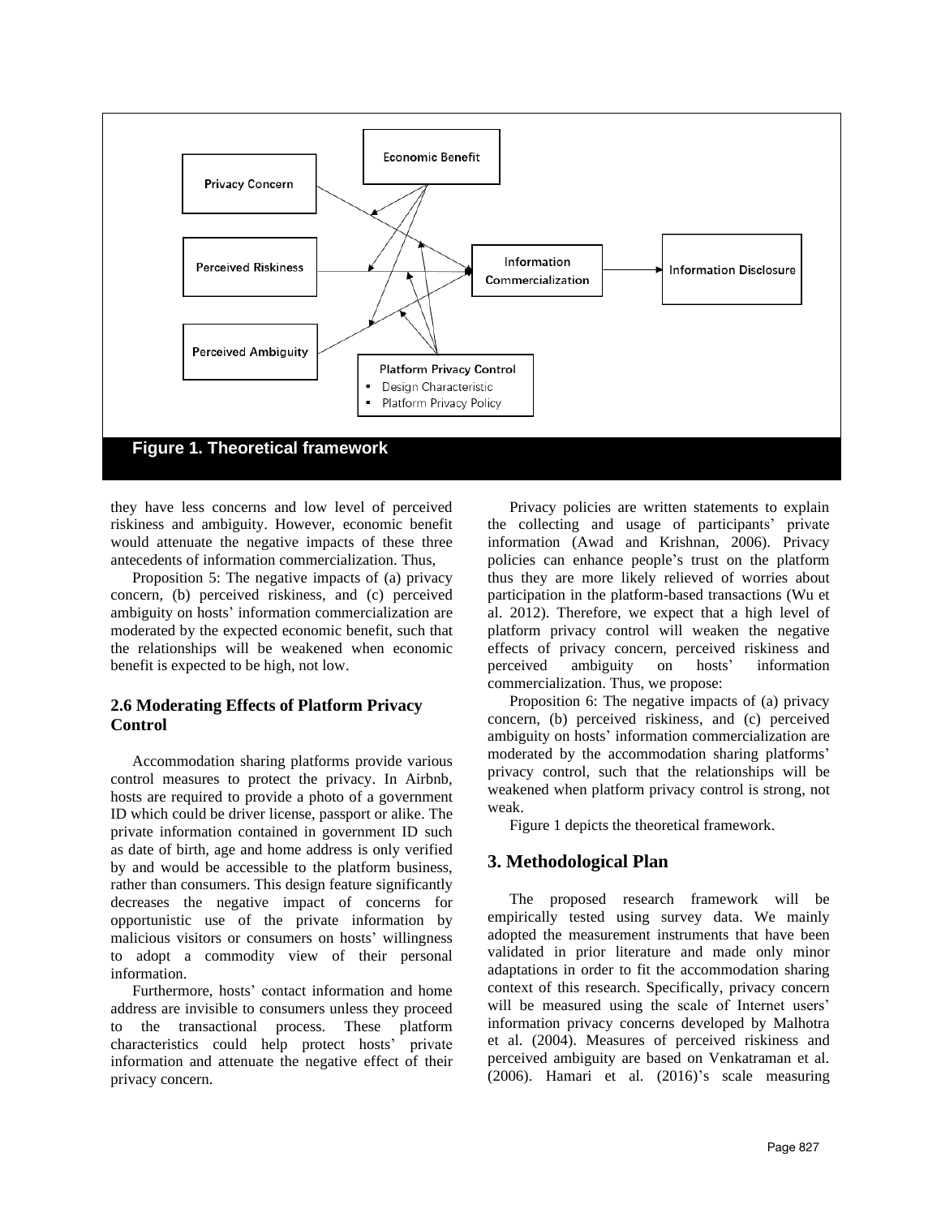Figure 1. Theoretical framework

they have less concerns and low level of perceived riskiness and ambiguity. However, economic benefit would attenuate the negative impacts of these three antecedents of information commercialization. Thus,

Proposition 5: The negative impacts of (a) privacy concern, (b) perceived riskiness, and (c) perceived ambiguity on hosts' information commercialization are moderated by the expected economic benefit, such that the relationships will be weakened when economic benefit is expected to be high, not low.

### 2.6 Moderating Effects of Platform Privacy Control

Accommodation sharing platforms provide various control measures to protect the privacy. In Airbnb, hosts are required to provide a photo of a government ID which could be driver license, passport or alike. The private information contained in government ID such as date of birth, age and home address is only verified by and would be accessible to the platform business, rather than consumers. This design feature significantly decreases the negative impact of concerns for opportunistic use of the private information by malicious visitors or consumers on hosts' willingness to adopt a commodity view of their personal information.

Furthermore, hosts' contact information and home address are invisible to consumers unless they proceed to the transactional process. These platform characteristics could help protect hosts' private information and attenuate the negative effect of their privacy concern.

Privacy policies are written statements to explain the collecting and usage of participants' private information (Awad and Krishnan, 2006). Privacy policies can enhance people's trust on the platform thus they are more likely relieved of worries about participation in the platform-based transactions (Wu et al. 2012). Therefore, we expect that a high level of platform privacy control will weaken the negative effects of privacy concern, perceived riskiness and perceived ambiguity on hosts' information commercialization. Thus, we propose:

Proposition 6: The negative impacts of (a) privacy concern, (b) perceived riskiness, and (c) perceived ambiguity on hosts' information commercialization are moderated by the accommodation sharing platforms' privacy control, such that the relationships will be weakened when platform privacy control is strong, not weak.

Figure 1 depicts the theoretical framework.

## 3. Methodological Plan

The proposed research framework will be empirically tested using survey data. We mainly adopted the measurement instruments that have been validated in prior literature and made only minor adaptations in order to fit the accommodation sharing context of this research. Specifically, privacy concern will be measured using the scale of Internet users' information privacy concerns developed by Malhotra et al. (2004). Measures of perceived riskiness and perceived ambiguity are based on Venkatraman et al. (2006). Hamari et al. (2016)'s scale measuring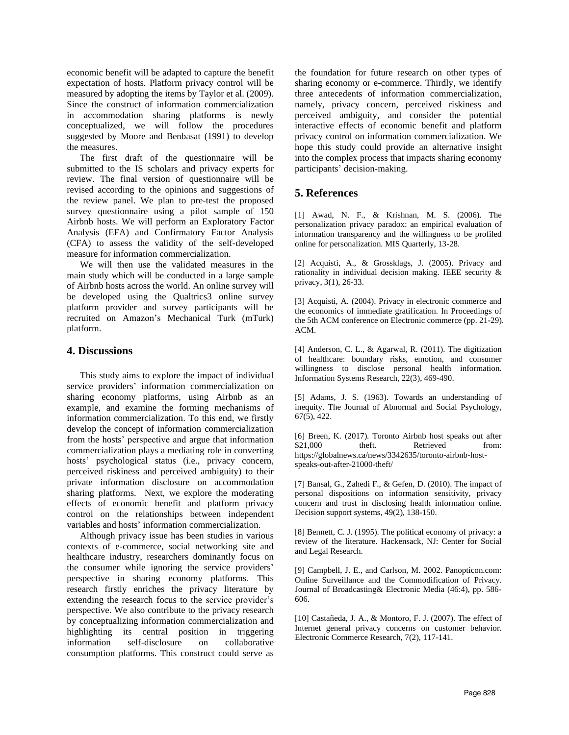economic benefit will be adapted to capture the benefit expectation of hosts. Platform privacy control will be measured by adopting the items by Taylor et al. (2009). Since the construct of information commercialization in accommodation sharing platforms is newly conceptualized, we will follow the procedures suggested by Moore and Benbasat (1991) to develop the measures.

The first draft of the questionnaire will be submitted to the IS scholars and privacy experts for review. The final version of questionnaire will be revised according to the opinions and suggestions of the review panel. We plan to pre-test the proposed survey questionnaire using a pilot sample of 150 Airbnb hosts. We will perform an Exploratory Factor Analysis (EFA) and Confirmatory Factor Analysis (CFA) to assess the validity of the self-developed measure for information commercialization.

We will then use the validated measures in the main study which will be conducted in a large sample of Airbnb hosts across the world. An online survey will be developed using the Qualtrics3 online survey platform provider and survey participants will be recruited on Amazon's Mechanical Turk (mTurk) platform.

## 4. Discussions

This study aims to explore the impact of individual service providers' information commercialization on sharing economy platforms, using Airbnb as an example, and examine the forming mechanisms of information commercialization. To this end, we firstly develop the concept of information commercialization from the hosts' perspective and argue that information commercialization plays a mediating role in converting hosts' psychological status (i.e., privacy concern, perceived riskiness and perceived ambiguity) to their private information disclosure on accommodation sharing platforms. Next, we explore the moderating effects of economic benefit and platform privacy control on the relationships between independent variables and hosts' information commercialization.

Although privacy issue has been studies in various contexts of e-commerce, social networking site and healthcare industry, researchers dominantly focus on the consumer while ignoring the service providers' perspective in sharing economy platforms. This research firstly enriches the privacy literature by extending the research focus to the service provider's perspective. We also contribute to the privacy research by conceptualizing information commercialization and highlighting its central position in triggering information self-disclosure on collaborative consumption platforms. This construct could serve as the foundation for future research on other types of sharing economy or e-commerce. Thirdly, we identify three antecedents of information commercialization, namely, privacy concern, perceived riskiness and perceived ambiguity, and consider the potential interactive effects of economic benefit and platform privacy control on information commercialization. We hope this study could provide an alternative insight into the complex process that impacts sharing economy participants' decision-making.

## 5. References

[1] Awad, N. F., & Krishnan, M. S. (2006). The personalization privacy paradox: an empirical evaluation of information transparency and the willingness to be profiled online for personalization. MIS Quarterly, 13-28.

[2] Acquisti, A., & Grossklags, J. (2005). Privacy and rationality in individual decision making. IEEE security & privacy, 3(1), 26-33.

[3] Acquisti, A. (2004). Privacy in electronic commerce and the economics of immediate gratification. In Proceedings of the 5th ACM conference on Electronic commerce (pp. 21-29). ACM.

[4] Anderson, C. L., & Agarwal, R. (2011). The digitization of healthcare: boundary risks, emotion, and consumer willingness to disclose personal health information. Information Systems Research, 22(3), 469-490.

[5] Adams, J. S. (1963). Towards an understanding of inequity. The Journal of Abnormal and Social Psychology, 67(5), 422.

[6] Breen, K. (2017). Toronto Airbnb host speaks out after $21,000 theft. Retrieved from: https://globalnews.ca/news/3342635/toronto-airbnb-host-speaks-out-after-21000-theft/

[7] Bansal, G., Zahedi F., & Gefen, D. (2010). The impact of personal dispositions on information sensitivity, privacy concern and trust in disclosing health information online. Decision support systems, 49(2), 138-150.

[8] Bennett, C. J. (1995). The political economy of privacy: a review of the literature. Hackensack, NJ: Center for Social and Legal Research.

[9] Campbell, J. E., and Carlson, M. 2002. Panopticon.com: Online Surveillance and the Commodification of Privacy. Journal of Broadcasting& Electronic Media (46:4), pp. 586-606.

[10] Castañeda, J. A., & Montoro, F. J. (2007). The effect of Internet general privacy concerns on customer behavior. Electronic Commerce Research, 7(2), 117-141.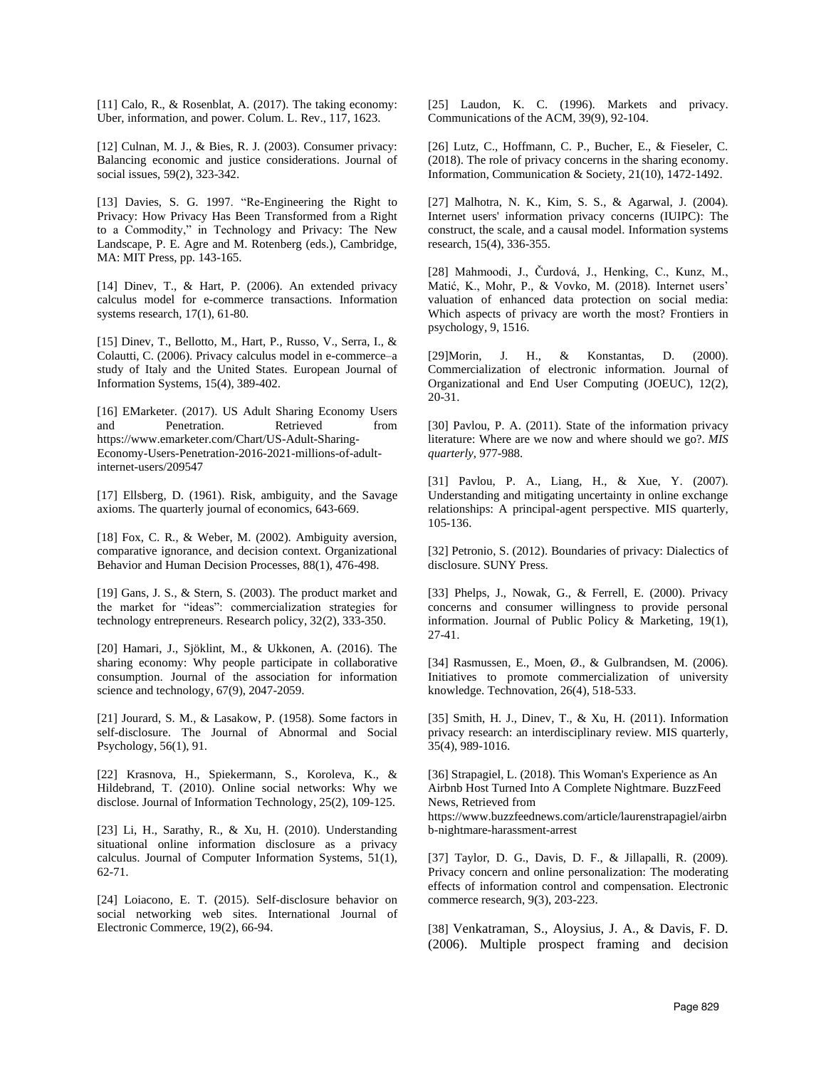[11] Calo, R., & Rosenblat, A. (2017). The taking economy: Uber, information, and power. Colum. L. Rev., 117, 1623.

[12] Culnan, M. J., & Bies, R. J. (2003). Consumer privacy: Balancing economic and justice considerations. Journal of social issues, 59(2), 323-342.

[13] Davies, S. G. 1997. "Re-Engineering the Right to Privacy: How Privacy Has Been Transformed from a Right to a Commodity," in Technology and Privacy: The New Landscape, P. E. Agre and M. Rotenberg (eds.), Cambridge, MA: MIT Press, pp. 143-165.

[14] Dinev, T., & Hart, P. (2006). An extended privacy calculus model for e-commerce transactions. Information systems research, 17(1), 61-80.

[15] Dinev, T., Bellotto, M., Hart, P., Russo, V., Serra, I., & Colautti, C. (2006). Privacy calculus model in e-commerce–a study of Italy and the United States. European Journal of Information Systems, 15(4), 389-402.

[16] EMarketer. (2017). US Adult Sharing Economy Users and Penetration. Retrieved from https://www.emarketer.com/Chart/US-Adult-Sharing-Economy-Users-Penetration-2016-2021-millions-of-adult-internet-users/209547

[17] Ellsberg, D. (1961). Risk, ambiguity, and the Savage axioms. The quarterly journal of economics, 643-669.

[18] Fox, C. R., & Weber, M. (2002). Ambiguity aversion, comparative ignorance, and decision context. Organizational Behavior and Human Decision Processes, 88(1), 476-498.

[19] Gans, J. S., & Stern, S. (2003). The product market and the market for "ideas": commercialization strategies for technology entrepreneurs. Research policy, 32(2), 333-350.

[20] Hamari, J., Sjöklint, M., & Ukkonen, A. (2016). The sharing economy: Why people participate in collaborative consumption. Journal of the association for information science and technology, 67(9), 2047-2059.

[21] Jourard, S. M., & Lasakow, P. (1958). Some factors in self-disclosure. The Journal of Abnormal and Social Psychology, 56(1), 91.

[22] Krasnova, H., Spiekermann, S., Koroleva, K., & Hildebrand, T. (2010). Online social networks: Why we disclose. Journal of Information Technology, 25(2), 109-125.

[23] Li, H., Sarathy, R., & Xu, H. (2010). Understanding situational online information disclosure as a privacy calculus. Journal of Computer Information Systems, 51(1), 62-71.

[24] Loiacono, E. T. (2015). Self-disclosure behavior on social networking web sites. International Journal of Electronic Commerce, 19(2), 66-94.

[25] Laudon, K. C. (1996). Markets and privacy. Communications of the ACM, 39(9), 92-104.

[26] Lutz, C., Hoffmann, C. P., Bucher, E., & Fieseler, C. (2018). The role of privacy concerns in the sharing economy. Information, Communication & Society, 21(10), 1472-1492.

[27] Malhotra, N. K., Kim, S. S., & Agarwal, J. (2004). Internet users' information privacy concerns (IUIPC): The construct, the scale, and a causal model. Information systems research, 15(4), 336-355.

[28] Mahmoodi, J., Čurdová, J., Henking, C., Kunz, M., Matić, K., Mohr, P., & Vovko, M. (2018). Internet users' valuation of enhanced data protection on social media: Which aspects of privacy are worth the most? Frontiers in psychology, 9, 1516.

[29]Morin, J. H., & Konstantas, D. (2000). Commercialization of electronic information. Journal of Organizational and End User Computing (JOEUC), 12(2), 20-31.

[30] Pavlou, P. A. (2011). State of the information privacy literature: Where are we now and where should we go?. *MIS quarterly*, 977-988.

[31] Pavlou, P. A., Liang, H., & Xue, Y. (2007). Understanding and mitigating uncertainty in online exchange relationships: A principal-agent perspective. MIS quarterly, 105-136.

[32] Petronio, S. (2012). Boundaries of privacy: Dialectics of disclosure. SUNY Press.

[33] Phelps, J., Nowak, G., & Ferrell, E. (2000). Privacy concerns and consumer willingness to provide personal information. Journal of Public Policy & Marketing, 19(1), 27-41.

[34] Rasmussen, E., Moen, Ø., & Gulbrandsen, M. (2006). Initiatives to promote commercialization of university knowledge. Technovation, 26(4), 518-533.

[35] Smith, H. J., Dinev, T., & Xu, H. (2011). Information privacy research: an interdisciplinary review. MIS quarterly, 35(4), 989-1016.

[36] Strapagiel, L. (2018). This Woman's Experience as An Airbnb Host Turned Into A Complete Nightmare. BuzzFeed News, Retrieved from https://www.buzzfeednews.com/article/laurenstrapagiel/airbnb-nightmare-harassment-arrest

[37] Taylor, D. G., Davis, D. F., & Jillapalli, R. (2009). Privacy concern and online personalization: The moderating effects of information control and compensation. Electronic commerce research, 9(3), 203-223.

[38] Venkatraman, S., Aloysius, J. A., & Davis, F. D. (2006). Multiple prospect framing and decision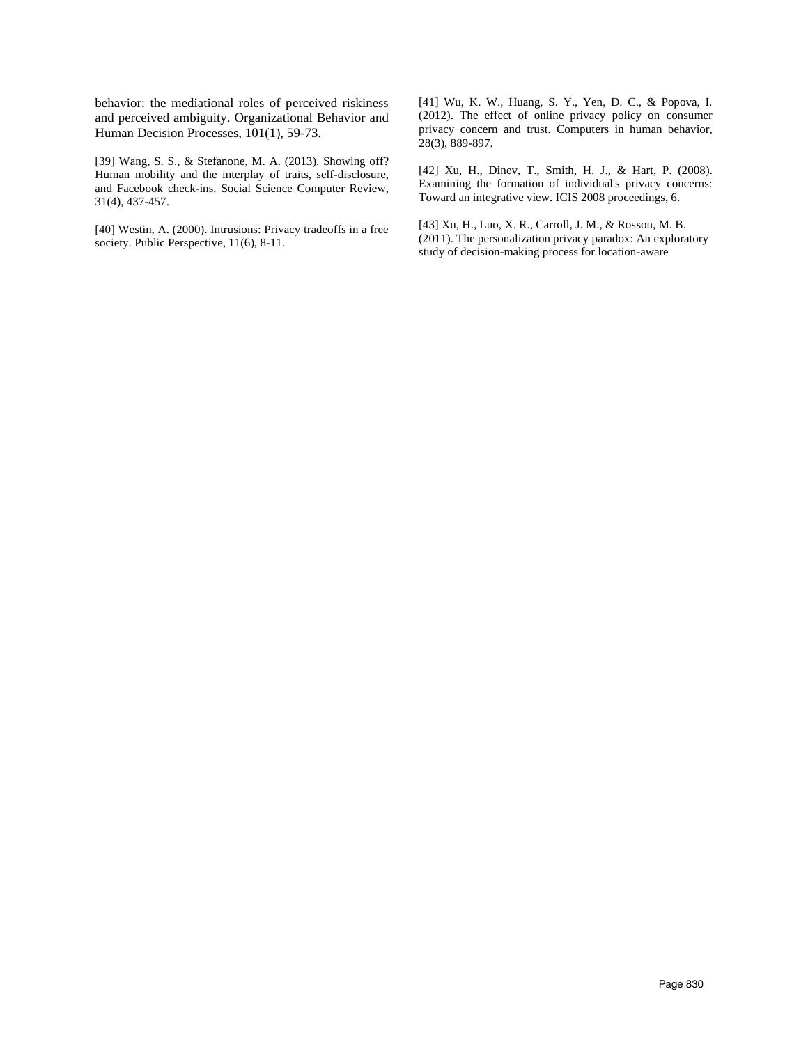behavior: the mediational roles of perceived riskiness and perceived ambiguity. Organizational Behavior and Human Decision Processes, 101(1), 59-73.

[39] Wang, S. S., & Stefanone, M. A. (2013). Showing off? Human mobility and the interplay of traits, self-disclosure, and Facebook check-ins. Social Science Computer Review, 31(4), 437-457.

[40] Westin, A. (2000). Intrusions: Privacy tradeoffs in a free society. Public Perspective, 11(6), 8-11.

[41] Wu, K. W., Huang, S. Y., Yen, D. C., & Popova, I. (2012). The effect of online privacy policy on consumer privacy concern and trust. Computers in human behavior, 28(3), 889-897.

[42] Xu, H., Dinev, T., Smith, H. J., & Hart, P. (2008). Examining the formation of individual's privacy concerns: Toward an integrative view. ICIS 2008 proceedings, 6.

[43] Xu, H., Luo, X. R., Carroll, J. M., & Rosson, M. B. (2011). The personalization privacy paradox: An exploratory study of decision-making process for location-aware